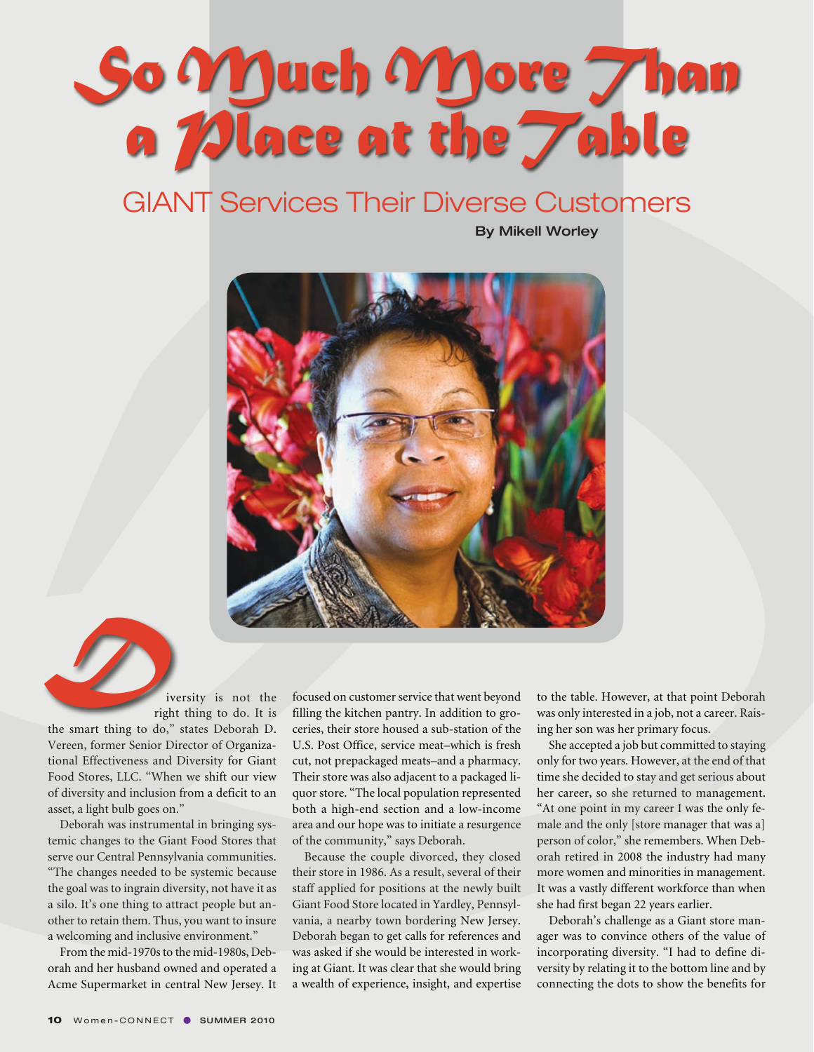# So Much More Than a Place at the Table

## GIANT Services Their Diverse Customers

**By Mikell Worley**

"Diversity is not the right thing to do. It is the smart thing to do," states Deborah D. Vereen, former Senior Director of Organizational Effectiveness and Diversity for Giant Food Stores, LLC. "When we shift our view of diversity and inclusion from a deficit to an asset, a light bulb goes on."

Deborah was instrumental in bringing systemic changes to the Giant Food Stores that serve our Central Pennsylvania communities. "The changes needed to be systemic because the goal was to ingrain diversity, not have it as a silo. It's one thing to attract people but another to retain them. Thus, you want to insure a welcoming and inclusive environment."

From the mid-1970s to the mid-1980s, Deborah and her husband owned and operated a Acme Supermarket in central New Jersey. It focused on customer service that went beyond filling the kitchen pantry. In addition to groceries, their store housed a sub-station of the U.S. Post Office, service meat–which is fresh cut, not prepackaged meats–and a pharmacy. Their store was also adjacent to a packaged liquor store. "The local population represented both a high-end section and a low-income area and our hope was to initiate a resurgence of the community," says Deborah.

Because the couple divorced, they closed their store in 1986. As a result, several of their staff applied for positions at the newly built Giant Food Store located in Yardley, Pennsylvania, a nearby town bordering New Jersey. Deborah began to get calls for references and was asked if she would be interested in working at Giant. It was clear that she would bring a wealth of experience, insight, and expertise to the table. However, at that point Deborah was only interested in a job, not a career. Raising her son was her primary focus.

She accepted a job but committed to staying only for two years. However, at the end of that time she decided to stay and get serious about her career, so she returned to management. "At one point in my career I was the only female and the only [store manager that was a] person of color," she remembers. When Deborah retired in 2008 the industry had many more women and minorities in management. It was a vastly different workforce than when she had first began 22 years earlier.

Deborah's challenge as a Giant store manager was to convince others of the value of incorporating diversity. "I had to define diversity by relating it to the bottom line and by connecting the dots to show the benefits for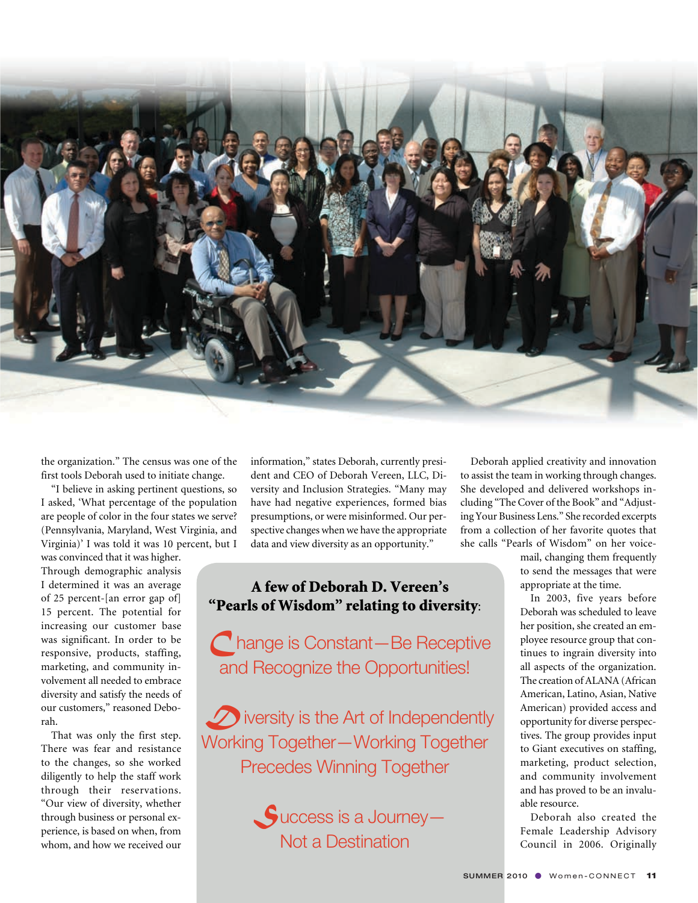the organization." The census was one of the first tools Deborah used to initiate change.

"I believe in asking pertinent questions, so I asked, 'What percentage of the population are people of color in the four states we serve? (Pennsylvania, Maryland, West Virginia, and Virginia)' I was told it was 10 percent, but I was convinced that it was higher. Through demographic analysis I determined it was an average of 25 percent-[an error gap of] 15 percent. The potential for increasing our customer base was significant. In order to be responsive, products, staffing, marketing, and community involvement all needed to embrace diversity and satisfy the needs of our customers," reasoned Deborah.

That was only the first step. There was fear and resistance to the changes, so she worked diligently to help the staff work through their reservations. "Our view of diversity, whether through business or personal experience, is based on when, from whom, and how we received our information," states Deborah, currently president and CEO of Deborah Vereen, LLC, Diversity and Inclusion Strategies. "Many may have had negative experiences, formed bias presumptions, or were misinformed. Our perspective changes when we have the appropriate data and view diversity as an opportunity."

Deborah applied creativity and innovation to assist the team in working through changes. She developed and delivered workshops including "The Cover of the Book" and "Adjusting Your Business Lens." She recorded excerpts from a collection of her favorite quotes that she calls "Pearls of Wisdom" on her voicemail, changing them frequently to send the messages that were appropriate at the time.

In 2003, five years before Deborah was scheduled to leave her position, she created an employee resource group that continues to ingrain diversity into all aspects of the organization. The creation of ALANA (African American, Latino, Asian, Native American) provided access and opportunity for diverse perspectives. The group provides input to Giant executives on staffing, marketing, product selection, and community involvement and has proved to be an invaluable resource.

Deborah also created the Female Leadership Advisory Council in 2006. Originally

### A few of Deborah D. Vereen's "Pearls of Wisdom" relating to diversity:

Change is Constant—Be Receptive and Recognize the Opportunities!

Diversity is the Art of Independently Working Together—Working Together Precedes Winning Together

Success is a Journey—Not a Destination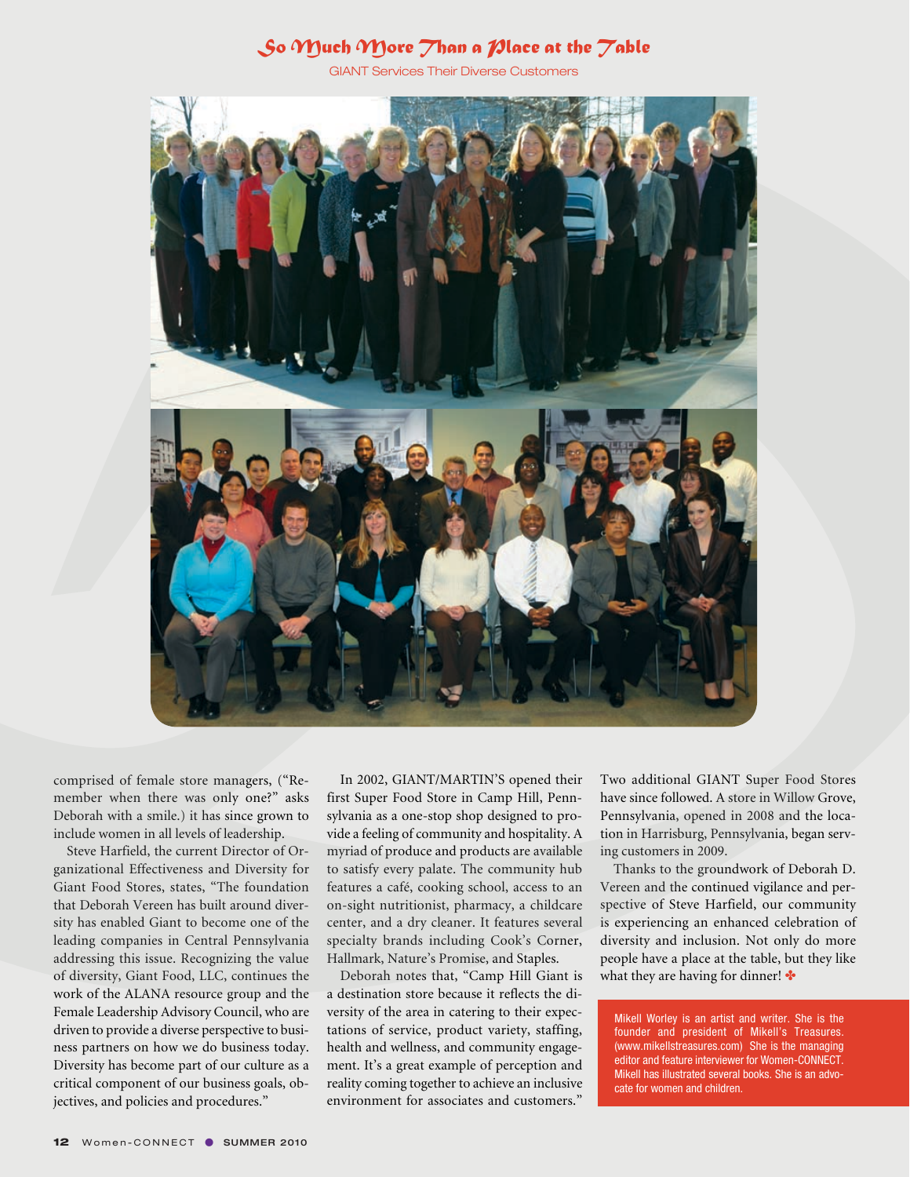# So Much More Than a Place at the Table

GIANT Services Their Diverse Customers

comprised of female store managers, ("Remember when there was only one?" asks Deborah with a smile.) it has since grown to include women in all levels of leadership.

Steve Harfield, the current Director of Organizational Effectiveness and Diversity for Giant Food Stores, states, "The foundation that Deborah Vereen has built around diversity has enabled Giant to become one of the leading companies in Central Pennsylvania addressing this issue. Recognizing the value of diversity, Giant Food, LLC, continues the work of the ALANA resource group and the Female Leadership Advisory Council, who are driven to provide a diverse perspective to business partners on how we do business today. Diversity has become part of our culture as a critical component of our business goals, objectives, and policies and procedures."

In 2002, GIANT/MARTIN'S opened their first Super Food Store in Camp Hill, Pennsylvania as a one-stop shop designed to provide a feeling of community and hospitality. A myriad of produce and products are available to satisfy every palate. The community hub features a café, cooking school, access to an on-sight nutritionist, pharmacy, a childcare center, and a dry cleaner. It features several specialty brands including Cook's Corner, Hallmark, Nature's Promise, and Staples.

Deborah notes that, "Camp Hill Giant is a destination store because it reflects the diversity of the area in catering to their expectations of service, product variety, staffing, health and wellness, and community engagement. It's a great example of perception and reality coming together to achieve an inclusive environment for associates and customers."

Two additional GIANT Super Food Stores have since followed. A store in Willow Grove, Pennsylvania, opened in 2008 and the location in Harrisburg, Pennsylvania, began serving customers in 2009.

Thanks to the groundwork of Deborah D. Vereen and the continued vigilance and perspective of Steve Harfield, our community is experiencing an enhanced celebration of diversity and inclusion. Not only do more people have a place at the table, but they like what they are having for dinner! ✤

Mikell Worley is an artist and writer. She is the founder and president of Mikell's Treasures. (www.mikellstreasures.com) She is the managing editor and feature interviewer for Women-CONNECT. Mikell has illustrated several books. She is an advocate for women and children.